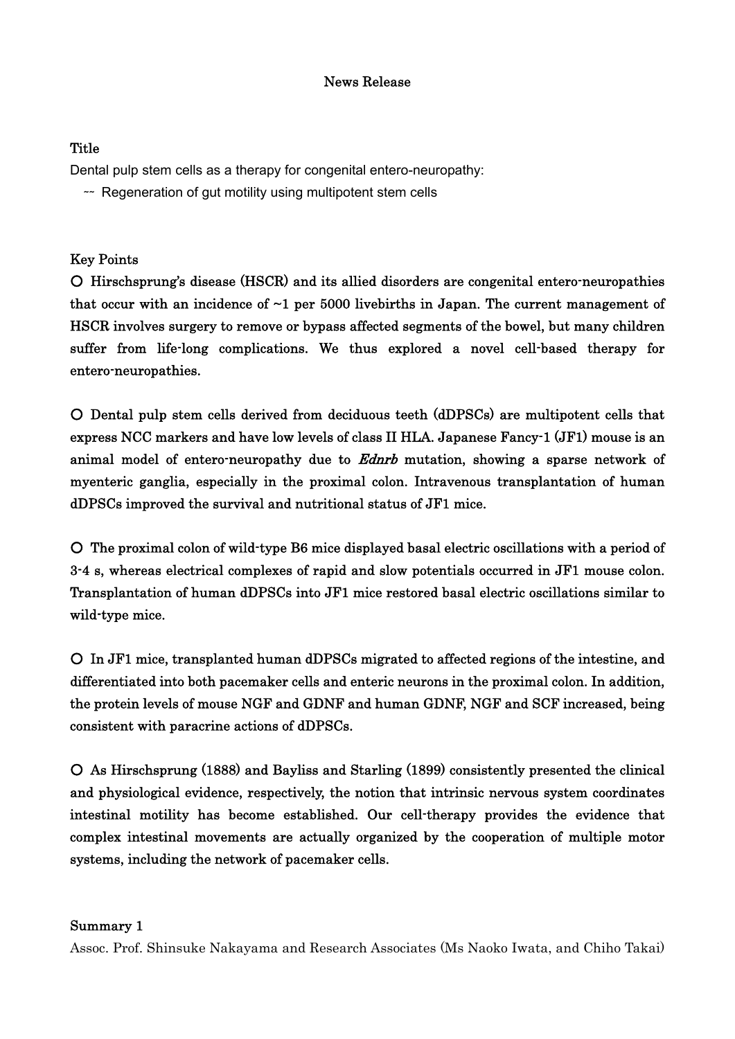# News Release

## Title

Dental pulp stem cells as a therapy for congenital entero-neuropathy:

~~ Regeneration of gut motility using multipotent stem cells

## Key Points

○ Hirschsprung's disease (HSCR) and its allied disorders are congenital entero-neuropathies that occur with an incidence of ~1 per 5000 livebirths in Japan. The current management of HSCR involves surgery to remove or bypass affected segments of the bowel, but many children suffer from life-long complications. We thus explored a novel cell-based therapy for entero-neuropathies.

○ Dental pulp stem cells derived from deciduous teeth (dDPSCs) are multipotent cells that express NCC markers and have low levels of class II HLA. Japanese Fancy-1 (JF1) mouse is an animal model of entero-neuropathy due to *Ednrb* mutation, showing a sparse network of myenteric ganglia, especially in the proximal colon. Intravenous transplantation of human dDPSCs improved the survival and nutritional status of JF1 mice.

○ The proximal colon of wild-type B6 mice displayed basal electric oscillations with a period of 3-4 s, whereas electrical complexes of rapid and slow potentials occurred in JF1 mouse colon. Transplantation of human dDPSCs into JF1 mice restored basal electric oscillations similar to wild-type mice.

○ In JF1 mice, transplanted human dDPSCs migrated to affected regions of the intestine, and differentiated into both pacemaker cells and enteric neurons in the proximal colon. In addition, the protein levels of mouse NGF and GDNF and human GDNF, NGF and SCF increased, being consistent with paracrine actions of dDPSCs.

○ As Hirschsprung (1888) and Bayliss and Starling (1899) consistently presented the clinical and physiological evidence, respectively, the notion that intrinsic nervous system coordinates intestinal motility has become established. Our cell-therapy provides the evidence that complex intestinal movements are actually organized by the cooperation of multiple motor systems, including the network of pacemaker cells.

## Summary 1

Assoc. Prof. Shinsuke Nakayama and Research Associates (Ms Naoko Iwata, and Chiho Takai)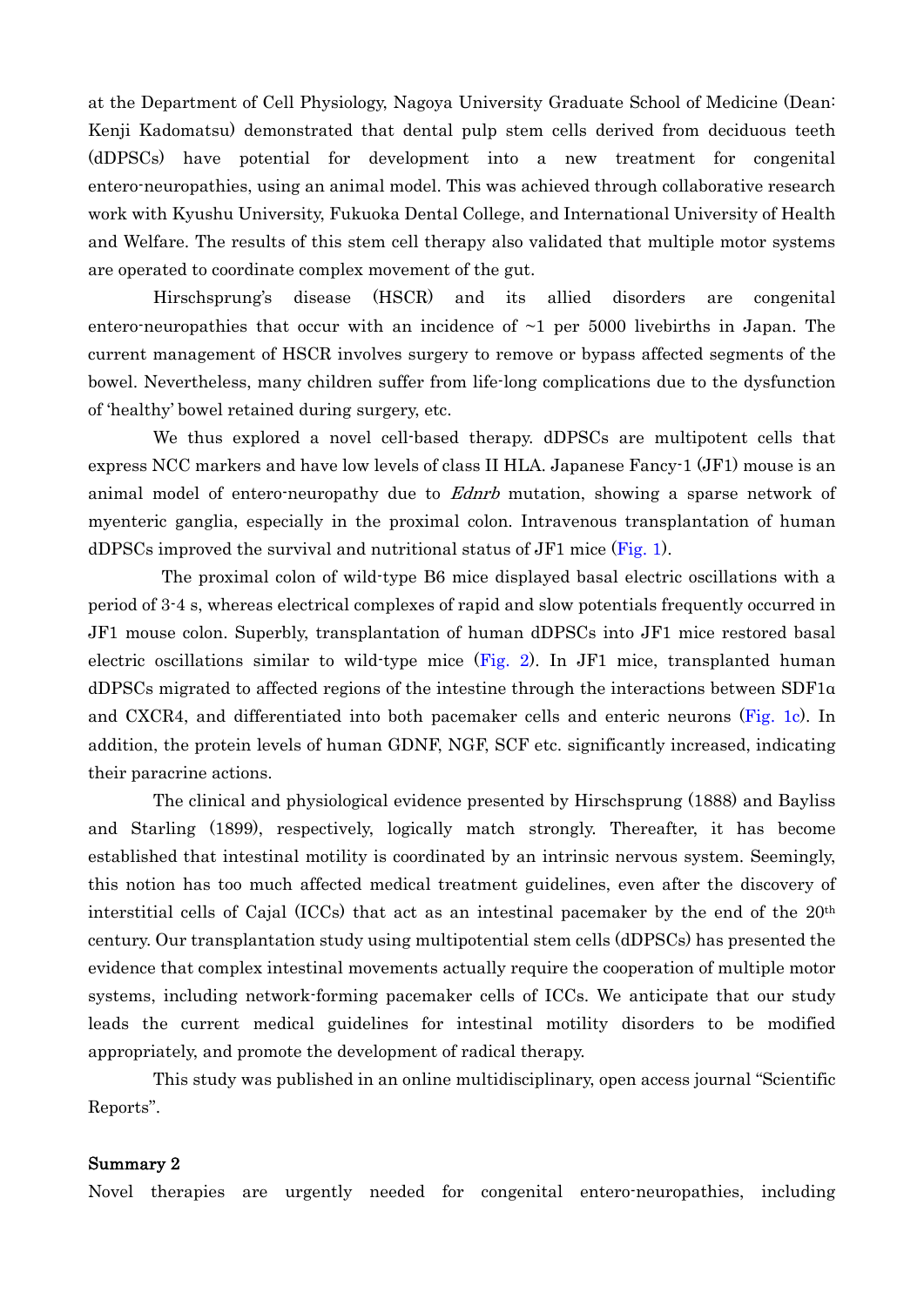at the Department of Cell Physiology, Nagoya University Graduate School of Medicine (Dean: Kenji Kadomatsu) demonstrated that dental pulp stem cells derived from deciduous teeth (dDPSCs) have potential for development into a new treatment for congenital entero-neuropathies, using an animal model. This was achieved through collaborative research work with Kyushu University, Fukuoka Dental College, and International University of Health and Welfare. The results of this stem cell therapy also validated that multiple motor systems are operated to coordinate complex movement of the gut.

Hirschsprung's disease (HSCR) and its allied disorders are congenital entero-neuropathies that occur with an incidence of ~1 per 5000 livebirths in Japan. The current management of HSCR involves surgery to remove or bypass affected segments of the bowel. Nevertheless, many children suffer from life-long complications due to the dysfunction of 'healthy' bowel retained during surgery, etc.

We thus explored a novel cell-based therapy. dDPSCs are multipotent cells that express NCC markers and have low levels of class II HLA. Japanese Fancy-1 (JF1) mouse is an animal model of entero-neuropathy due to *Ednrb* mutation, showing a sparse network of myenteric ganglia, especially in the proximal colon. Intravenous transplantation of human dDPSCs improved the survival and nutritional status of JF1 mice (Fig. 1).

The proximal colon of wild-type B6 mice displayed basal electric oscillations with a period of 3-4 s, whereas electrical complexes of rapid and slow potentials frequently occurred in JF1 mouse colon. Superbly, transplantation of human dDPSCs into JF1 mice restored basal electric oscillations similar to wild-type mice (Fig. 2). In JF1 mice, transplanted human dDPSCs migrated to affected regions of the intestine through the interactions between SDF1α and CXCR4, and differentiated into both pacemaker cells and enteric neurons (Fig. 1c). In addition, the protein levels of human GDNF, NGF, SCF etc. significantly increased, indicating their paracrine actions.

The clinical and physiological evidence presented by Hirschsprung (1888) and Bayliss and Starling (1899), respectively, logically match strongly. Thereafter, it has become established that intestinal motility is coordinated by an intrinsic nervous system. Seemingly, this notion has too much affected medical treatment guidelines, even after the discovery of interstitial cells of Cajal (ICCs) that act as an intestinal pacemaker by the end of the 20th century. Our transplantation study using multipotential stem cells (dDPSCs) has presented the evidence that complex intestinal movements actually require the cooperation of multiple motor systems, including network-forming pacemaker cells of ICCs. We anticipate that our study leads the current medical guidelines for intestinal motility disorders to be modified appropriately, and promote the development of radical therapy.

This study was published in an online multidisciplinary, open access journal "Scientific Reports".

**Summary 2**

Novel therapies are urgently needed for congenital entero-neuropathies, including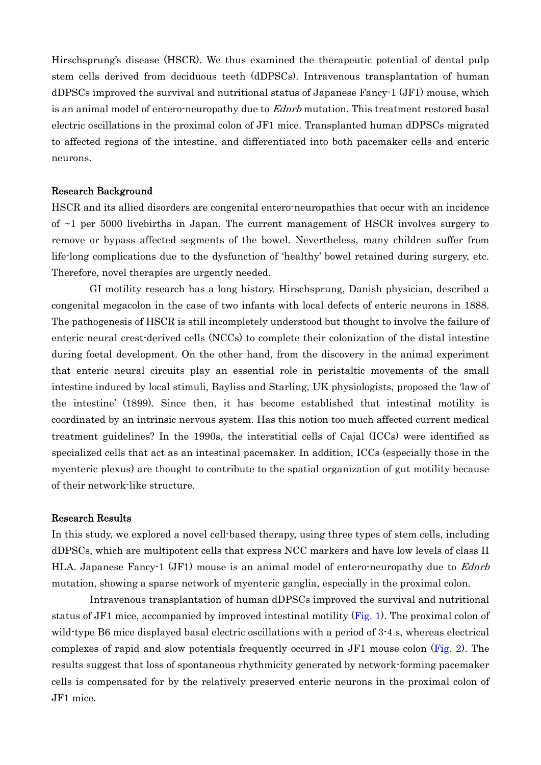Hirschsprung's disease (HSCR). We thus examined the therapeutic potential of dental pulp stem cells derived from deciduous teeth (dDPSCs). Intravenous transplantation of human dDPSCs improved the survival and nutritional status of Japanese Fancy-1 (JF1) mouse, which is an animal model of entero-neuropathy due to *Ednrb* mutation. This treatment restored basal electric oscillations in the proximal colon of JF1 mice. Transplanted human dDPSCs migrated to affected regions of the intestine, and differentiated into both pacemaker cells and enteric neurons.

## Research Background

HSCR and its allied disorders are congenital entero-neuropathies that occur with an incidence of ~1 per 5000 livebirths in Japan. The current management of HSCR involves surgery to remove or bypass affected segments of the bowel. Nevertheless, many children suffer from life-long complications due to the dysfunction of 'healthy' bowel retained during surgery, etc. Therefore, novel therapies are urgently needed.

GI motility research has a long history. Hirschsprung, Danish physician, described a congenital megacolon in the case of two infants with local defects of enteric neurons in 1888. The pathogenesis of HSCR is still incompletely understood but thought to involve the failure of enteric neural crest-derived cells (NCCs) to complete their colonization of the distal intestine during foetal development. On the other hand, from the discovery in the animal experiment that enteric neural circuits play an essential role in peristaltic movements of the small intestine induced by local stimuli, Bayliss and Starling, UK physiologists, proposed the 'law of the intestine' (1899). Since then, it has become established that intestinal motility is coordinated by an intrinsic nervous system. Has this notion too much affected current medical treatment guidelines? In the 1990s, the interstitial cells of Cajal (ICCs) were identified as specialized cells that act as an intestinal pacemaker. In addition, ICCs (especially those in the myenteric plexus) are thought to contribute to the spatial organization of gut motility because of their network-like structure.

## Research Results

In this study, we explored a novel cell-based therapy, using three types of stem cells, including dDPSCs, which are multipotent cells that express NCC markers and have low levels of class II HLA. Japanese Fancy-1 (JF1) mouse is an animal model of entero-neuropathy due to *Ednrb* mutation, showing a sparse network of myenteric ganglia, especially in the proximal colon.

Intravenous transplantation of human dDPSCs improved the survival and nutritional status of JF1 mice, accompanied by improved intestinal motility (Fig. 1). The proximal colon of wild-type B6 mice displayed basal electric oscillations with a period of 3-4 s, whereas electrical complexes of rapid and slow potentials frequently occurred in JF1 mouse colon (Fig. 2). The results suggest that loss of spontaneous rhythmicity generated by network-forming pacemaker cells is compensated for by the relatively preserved enteric neurons in the proximal colon of JF1 mice.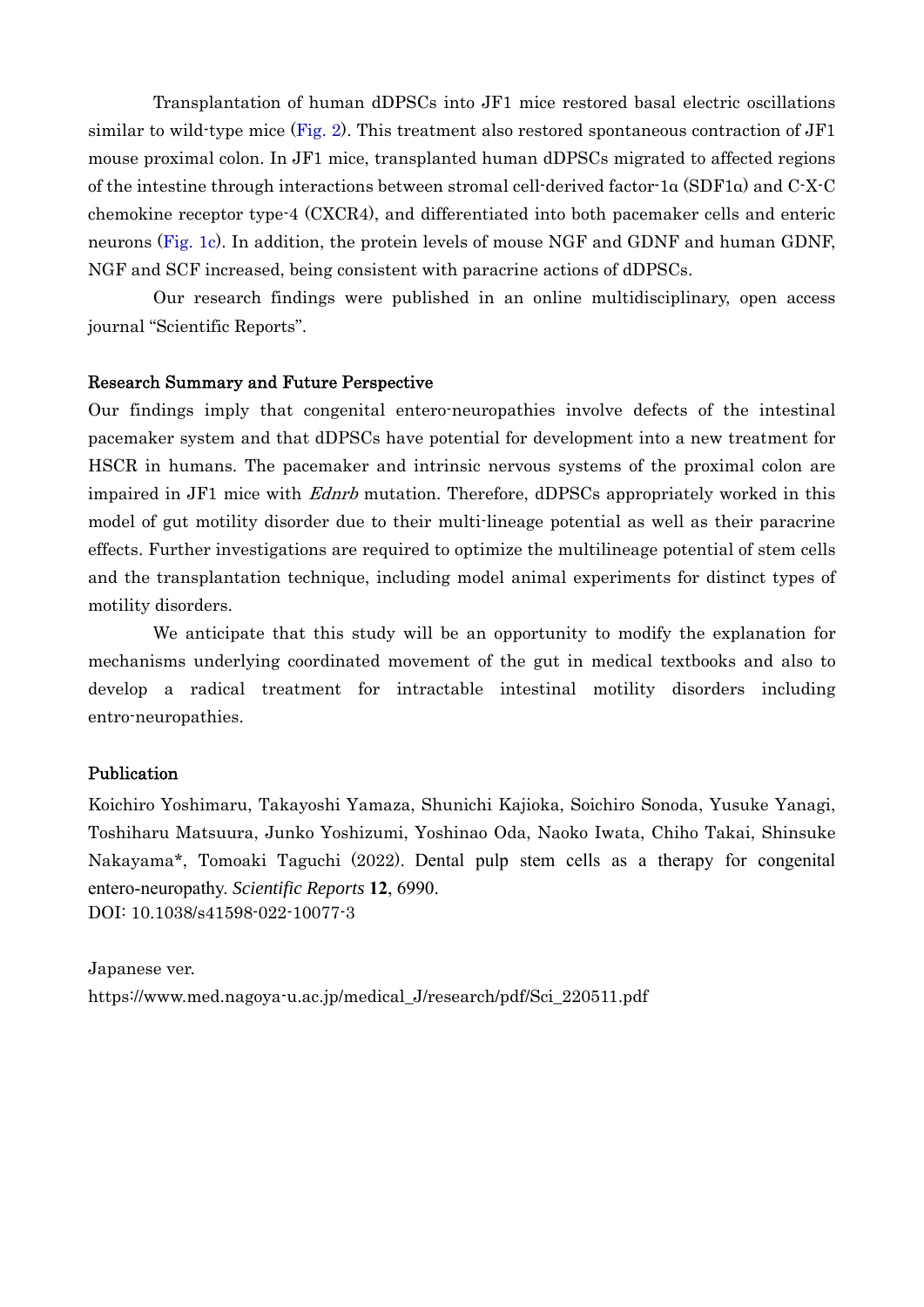Transplantation of human dDPSCs into JF1 mice restored basal electric oscillations similar to wild-type mice (Fig. 2). This treatment also restored spontaneous contraction of JF1 mouse proximal colon. In JF1 mice, transplanted human dDPSCs migrated to affected regions of the intestine through interactions between stromal cell-derived factor-1α (SDF1α) and C-X-C chemokine receptor type-4 (CXCR4), and differentiated into both pacemaker cells and enteric neurons (Fig. 1c). In addition, the protein levels of mouse NGF and GDNF and human GDNF, NGF and SCF increased, being consistent with paracrine actions of dDPSCs.

Our research findings were published in an online multidisciplinary, open access journal "Scientific Reports".

## Research Summary and Future Perspective

Our findings imply that congenital entero-neuropathies involve defects of the intestinal pacemaker system and that dDPSCs have potential for development into a new treatment for HSCR in humans. The pacemaker and intrinsic nervous systems of the proximal colon are impaired in JF1 mice with *Ednrb* mutation. Therefore, dDPSCs appropriately worked in this model of gut motility disorder due to their multi-lineage potential as well as their paracrine effects. Further investigations are required to optimize the multilineage potential of stem cells and the transplantation technique, including model animal experiments for distinct types of motility disorders.

We anticipate that this study will be an opportunity to modify the explanation for mechanisms underlying coordinated movement of the gut in medical textbooks and also to develop a radical treatment for intractable intestinal motility disorders including entro-neuropathies.

## Publication

Koichiro Yoshimaru, Takayoshi Yamaza, Shunichi Kajioka, Soichiro Sonoda, Yusuke Yanagi, Toshiharu Matsuura, Junko Yoshizumi, Yoshinao Oda, Naoko Iwata, Chiho Takai, Shinsuke Nakayama*, Tomoaki Taguchi (2022). Dental pulp stem cells as a therapy for congenital entero-neuropathy. *Scientific Reports* **12**, 6990.
DOI: 10.1038/s41598-022-10077-3

Japanese ver.
https://www.med.nagoya-u.ac.jp/medical_J/research/pdf/Sci_220511.pdf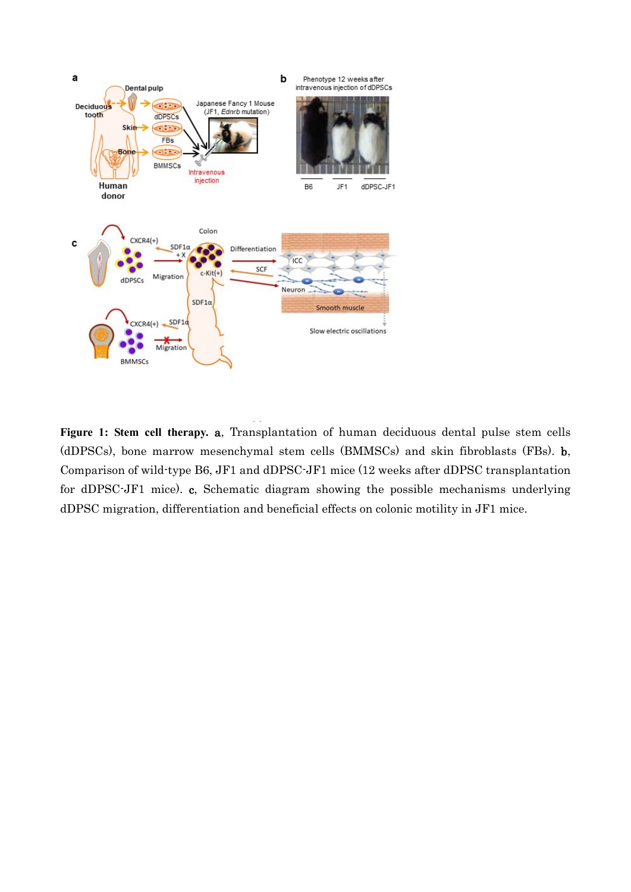**Figure 1: Stem cell therapy.** **a**, Transplantation of human deciduous dental pulse stem cells (dDPSCs), bone marrow mesenchymal stem cells (BMMSCs) and skin fibroblasts (FBs). **b**, Comparison of wild-type B6, JF1 and dDPSC-JF1 mice (12 weeks after dDPSC transplantation for dDPSC-JF1 mice). **c**, Schematic diagram showing the possible mechanisms underlying dDPSC migration, differentiation and beneficial effects on colonic motility in JF1 mice.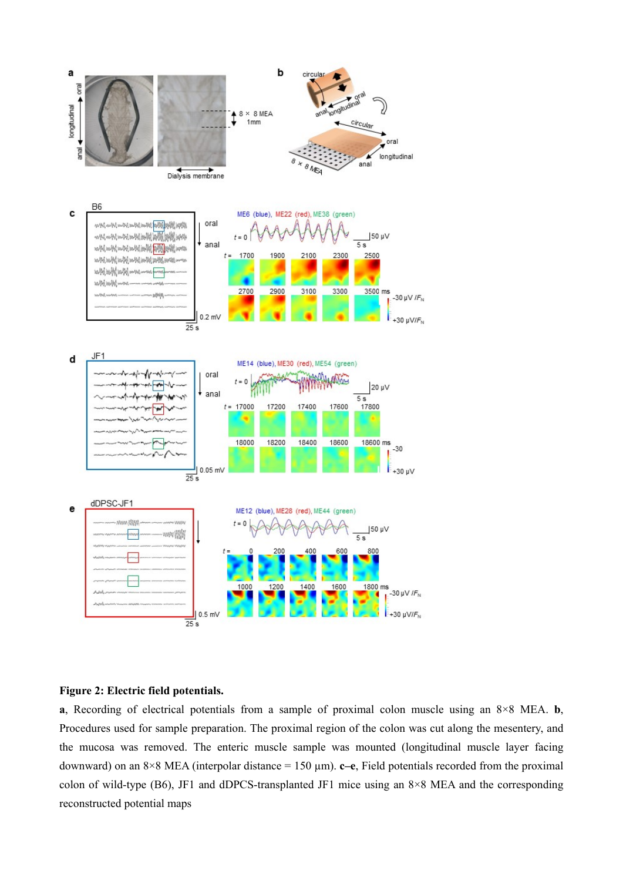a

oral

longitudinal

anal

8 × 8 MEA

1mm

Dialysis membrane

b

circular

oral

anal

longitudinal

circular

oral

longitudinal

anal

8 × 8 MEA

c

B6

oral

anal

0.2 mV

25 s

ME6 (blue), ME22 (red), ME38 (green)

t = 0

50 μV

5 s

t = 1700 1900 2100 2300 2500

2700 2900 3100 3300 3500 ms

-30 μV /$F_N$

+30 μV/$F_N$

d

JF1

oral

anal

0.05 mV

25 s

ME14 (blue), ME30 (red), ME54 (green)

t = 0

20 μV

5 s

t = 17000 17200 17400 17600 17800

18000 18200 18400 18600 18600 ms

-30

+30 μV

e

dDPSC-JF1

0.5 mV

25 s

ME12 (blue), ME28 (red), ME44 (green)

t = 0

50 μV

5 s

t = 0 200 400 600 800

1000 1200 1400 1600 1800 ms

-30 μV /$F_N$

+30 μV/$F_N$

**Figure 2: Electric field potentials.**

**a**, Recording of electrical potentials from a sample of proximal colon muscle using an 8×8 MEA. **b**, Procedures used for sample preparation. The proximal region of the colon was cut along the mesentery, and the mucosa was removed. The enteric muscle sample was mounted (longitudinal muscle layer facing downward) on an 8×8 MEA (interpolar distance = 150 μm). **c–e**, Field potentials recorded from the proximal colon of wild-type (B6), JF1 and dDPCS-transplanted JF1 mice using an 8×8 MEA and the corresponding reconstructed potential maps